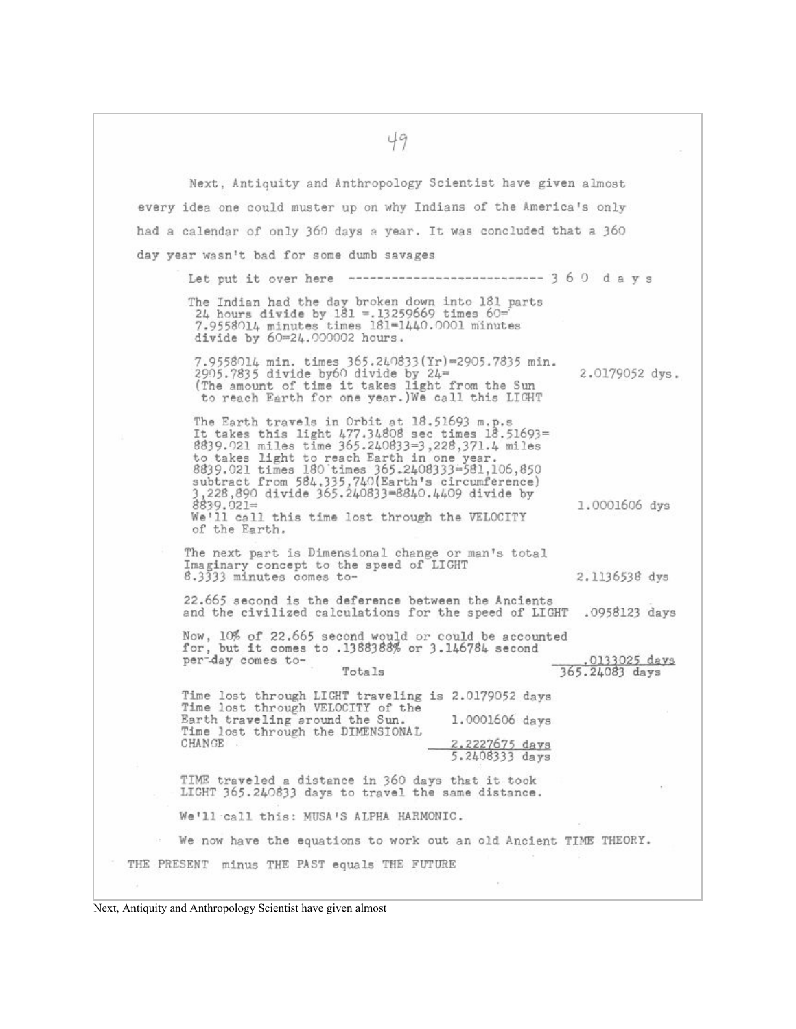Next, Antiquity and Anthropology Scientist have given almost every idea one could muster up on why Indians of the America's only had a calendar of only 360 days a year. It was concluded that a 360 day year wasn't bad for some dumb savages

Let put it over here ---------------------------- 3 6 0 d a y s

The Indian had the day broken down into 181 parts
24 hours divide by 181 =.13259669 times 60=
7.9558014 minutes times 181=1440.0001 minutes
divide by 60=24.000002 hours.

7.9558014 min. times 365.240833(Yr)=2905.7835 min.
2905.7835 divide by60 divide by 24= 2.0179052 dys.
(The amount of time it takes light from the Sun to reach Earth for one year.)We call this LIGHT

The Earth travels in Orbit at 18.51693 m.p.s
It takes this light 477.34808 sec times 18.51693=
8839.021 miles time 365.240833=3,228,371.4 miles
to takes light to reach Earth in one year.
8839.021 times 180 times 365.2408333=581,106,850
subtract from 584,335,740(Earth's circumference)
3,228,890 divide 365.240833=8840.4409 divide by
8839.021= 1.0001606 dys
We'll call this time lost through the VELOCITY of the Earth.

The next part is Dimensional change or man's total Imaginary concept to the speed of LIGHT
8.3333 minutes comes to- 2.1136538 dys

22.665 second is the deference between the Ancients and the civilized calculations for the speed of LIGHT .0958123 days

Now, 10% of 22.665 second would or could be accounted for, but it comes to .1388388% or 3.146784 second per-day comes to- .0133025 days

Totals 365.24083 days

| | |
|---|---|
| Time lost through LIGHT traveling is | 2.0179052 days |
| Time lost through VELOCITY of the Earth traveling around the Sun. | 1.0001606 days |
| Time lost through the DIMENSIONAL CHANGE | 2.2227675 days |
| | 5.2408333 days |

TIME traveled a distance in 360 days that it took LIGHT 365.240833 days to travel the same distance.

We'll call this: MUSA'S ALPHA HARMONIC.

We now have the equations to work out an old Ancient TIME THEORY.

THE PRESENT minus THE PAST equals THE FUTURE

Next, Antiquity and Anthropology Scientist have given almost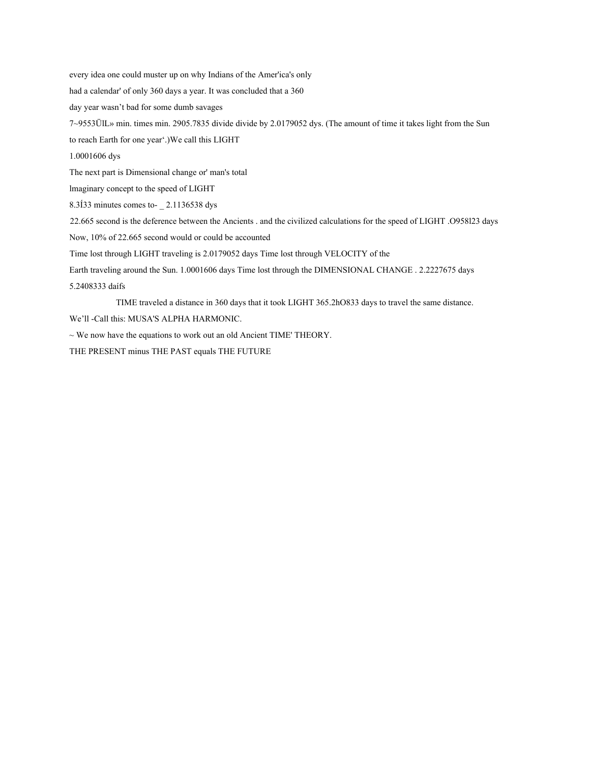every idea one could muster up on why Indians of the Amer'ica's only

had a calendar' of only 360 days a year. It was concluded that a 360

day year wasn't bad for some dumb savages

7~9553ÜlL» min. times min. 2905.7835 divide divide by 2.0179052 dys. (The amount of time it takes light from the Sun to reach Earth for one year'.)We call this LIGHT

1.0001606 dys

The next part is Dimensional change or' man's total

lmaginary concept to the speed of LIGHT

8.3Í33 minutes comes to- _ 2.1136538 dys

22.665 second is the deference between the Ancients . and the civilized calculations for the speed of LIGHT .O958l23 days

Now, 10% of 22.665 second would or could be accounted

Time lost through LIGHT traveling is 2.0179052 days Time lost through VELOCITY of the

Earth traveling around the Sun. 1.0001606 days Time lost through the DIMENSIONAL CHANGE . 2.2227675 days

5.2408333 daífs

TIME traveled a distance in 360 days that it took LIGHT 365.2hO833 days to travel the same distance.

We'll -Call this: MUSA'S ALPHA HARMONIC.

~ We now have the equations to work out an old Ancient TIME' THEORY.

THE PRESENT minus THE PAST equals THE FUTURE